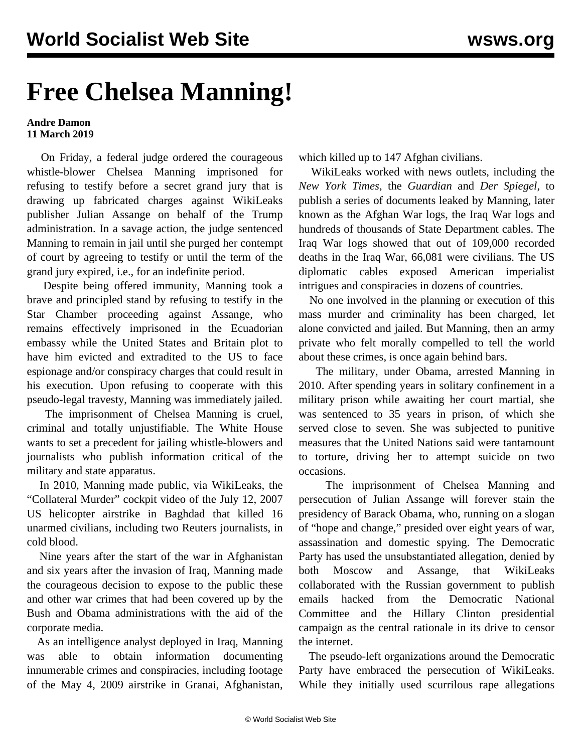# Free Chelsea Manning!

**Andre Damon**
**11 March 2019**

On Friday, a federal judge ordered the courageous whistle-blower Chelsea Manning imprisoned for refusing to testify before a secret grand jury that is drawing up fabricated charges against WikiLeaks publisher Julian Assange on behalf of the Trump administration. In a savage action, the judge sentenced Manning to remain in jail until she purged her contempt of court by agreeing to testify or until the term of the grand jury expired, i.e., for an indefinite period.

Despite being offered immunity, Manning took a brave and principled stand by refusing to testify in the Star Chamber proceeding against Assange, who remains effectively imprisoned in the Ecuadorian embassy while the United States and Britain plot to have him evicted and extradited to the US to face espionage and/or conspiracy charges that could result in his execution. Upon refusing to cooperate with this pseudo-legal travesty, Manning was immediately jailed.

The imprisonment of Chelsea Manning is cruel, criminal and totally unjustifiable. The White House wants to set a precedent for jailing whistle-blowers and journalists who publish information critical of the military and state apparatus.

In 2010, Manning made public, via WikiLeaks, the "Collateral Murder" cockpit video of the July 12, 2007 US helicopter airstrike in Baghdad that killed 16 unarmed civilians, including two Reuters journalists, in cold blood.

Nine years after the start of the war in Afghanistan and six years after the invasion of Iraq, Manning made the courageous decision to expose to the public these and other war crimes that had been covered up by the Bush and Obama administrations with the aid of the corporate media.

As an intelligence analyst deployed in Iraq, Manning was able to obtain information documenting innumerable crimes and conspiracies, including footage of the May 4, 2009 airstrike in Granai, Afghanistan, which killed up to 147 Afghan civilians.

WikiLeaks worked with news outlets, including the *New York Times*, the *Guardian* and *Der Spiegel*, to publish a series of documents leaked by Manning, later known as the Afghan War logs, the Iraq War logs and hundreds of thousands of State Department cables. The Iraq War logs showed that out of 109,000 recorded deaths in the Iraq War, 66,081 were civilians. The US diplomatic cables exposed American imperialist intrigues and conspiracies in dozens of countries.

No one involved in the planning or execution of this mass murder and criminality has been charged, let alone convicted and jailed. But Manning, then an army private who felt morally compelled to tell the world about these crimes, is once again behind bars.

The military, under Obama, arrested Manning in 2010. After spending years in solitary confinement in a military prison while awaiting her court martial, she was sentenced to 35 years in prison, of which she served close to seven. She was subjected to punitive measures that the United Nations said were tantamount to torture, driving her to attempt suicide on two occasions.

The imprisonment of Chelsea Manning and persecution of Julian Assange will forever stain the presidency of Barack Obama, who, running on a slogan of "hope and change," presided over eight years of war, assassination and domestic spying. The Democratic Party has used the unsubstantiated allegation, denied by both Moscow and Assange, that WikiLeaks collaborated with the Russian government to publish emails hacked from the Democratic National Committee and the Hillary Clinton presidential campaign as the central rationale in its drive to censor the internet.

The pseudo-left organizations around the Democratic Party have embraced the persecution of WikiLeaks. While they initially used scurrilous rape allegations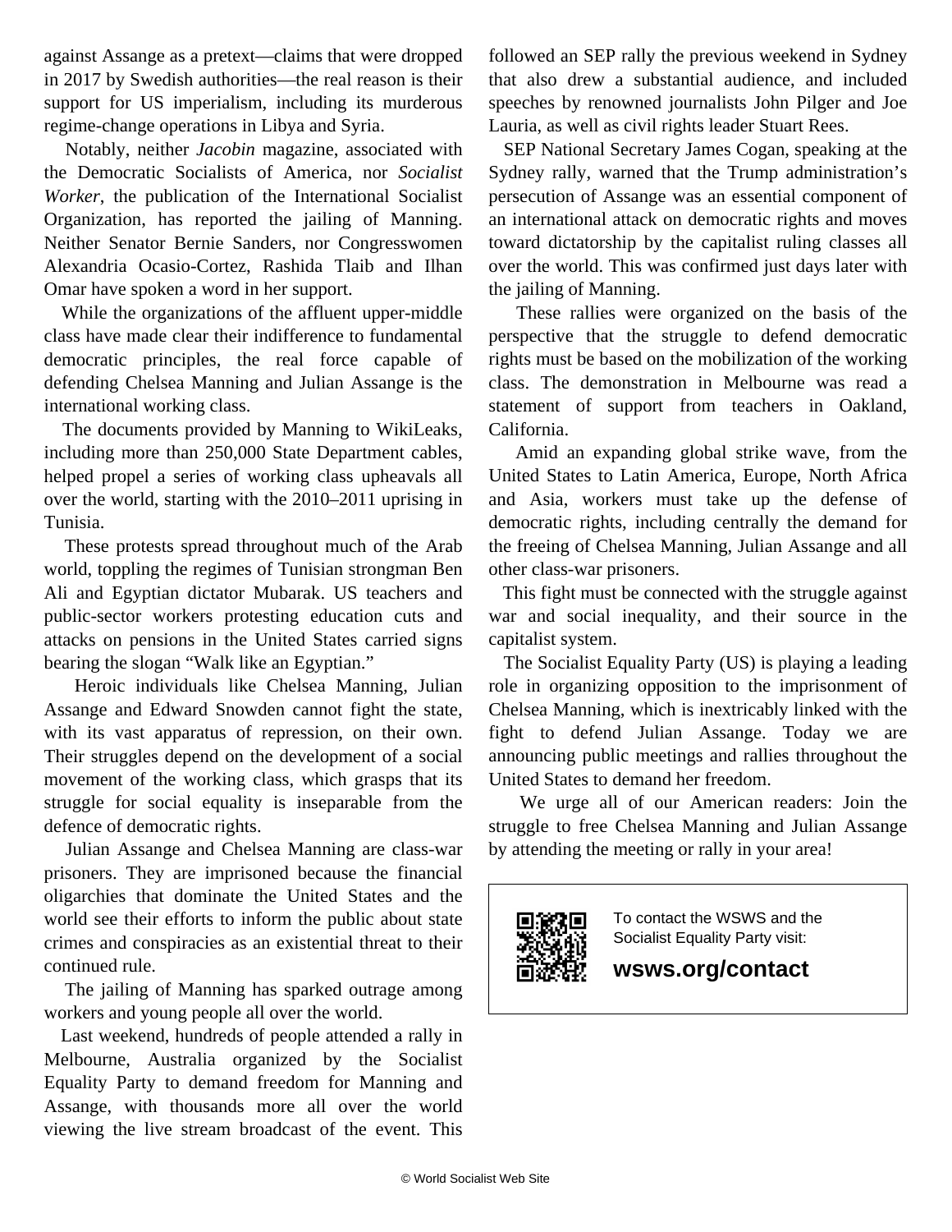against Assange as a pretext—claims that were dropped in 2017 by Swedish authorities—the real reason is their support for US imperialism, including its murderous regime-change operations in Libya and Syria.

Notably, neither *Jacobin* magazine, associated with the Democratic Socialists of America, nor *Socialist Worker*, the publication of the International Socialist Organization, has reported the jailing of Manning. Neither Senator Bernie Sanders, nor Congresswomen Alexandria Ocasio-Cortez, Rashida Tlaib and Ilhan Omar have spoken a word in her support.

While the organizations of the affluent upper-middle class have made clear their indifference to fundamental democratic principles, the real force capable of defending Chelsea Manning and Julian Assange is the international working class.

The documents provided by Manning to WikiLeaks, including more than 250,000 State Department cables, helped propel a series of working class upheavals all over the world, starting with the 2010–2011 uprising in Tunisia.

These protests spread throughout much of the Arab world, toppling the regimes of Tunisian strongman Ben Ali and Egyptian dictator Mubarak. US teachers and public-sector workers protesting education cuts and attacks on pensions in the United States carried signs bearing the slogan “Walk like an Egyptian.”

Heroic individuals like Chelsea Manning, Julian Assange and Edward Snowden cannot fight the state, with its vast apparatus of repression, on their own. Their struggles depend on the development of a social movement of the working class, which grasps that its struggle for social equality is inseparable from the defence of democratic rights.

Julian Assange and Chelsea Manning are class-war prisoners. They are imprisoned because the financial oligarchies that dominate the United States and the world see their efforts to inform the public about state crimes and conspiracies as an existential threat to their continued rule.

The jailing of Manning has sparked outrage among workers and young people all over the world.

Last weekend, hundreds of people attended a rally in Melbourne, Australia organized by the Socialist Equality Party to demand freedom for Manning and Assange, with thousands more all over the world viewing the live stream broadcast of the event. This followed an SEP rally the previous weekend in Sydney that also drew a substantial audience, and included speeches by renowned journalists John Pilger and Joe Lauria, as well as civil rights leader Stuart Rees.

SEP National Secretary James Cogan, speaking at the Sydney rally, warned that the Trump administration’s persecution of Assange was an essential component of an international attack on democratic rights and moves toward dictatorship by the capitalist ruling classes all over the world. This was confirmed just days later with the jailing of Manning.

These rallies were organized on the basis of the perspective that the struggle to defend democratic rights must be based on the mobilization of the working class. The demonstration in Melbourne was read a statement of support from teachers in Oakland, California.

Amid an expanding global strike wave, from the United States to Latin America, Europe, North Africa and Asia, workers must take up the defense of democratic rights, including centrally the demand for the freeing of Chelsea Manning, Julian Assange and all other class-war prisoners.

This fight must be connected with the struggle against war and social inequality, and their source in the capitalist system.

The Socialist Equality Party (US) is playing a leading role in organizing opposition to the imprisonment of Chelsea Manning, which is inextricably linked with the fight to defend Julian Assange. Today we are announcing public meetings and rallies throughout the United States to demand her freedom.

We urge all of our American readers: Join the struggle to free Chelsea Manning and Julian Assange by attending the meeting or rally in your area!

To contact the WSWS and the Socialist Equality Party visit:

**wsws.org/contact**